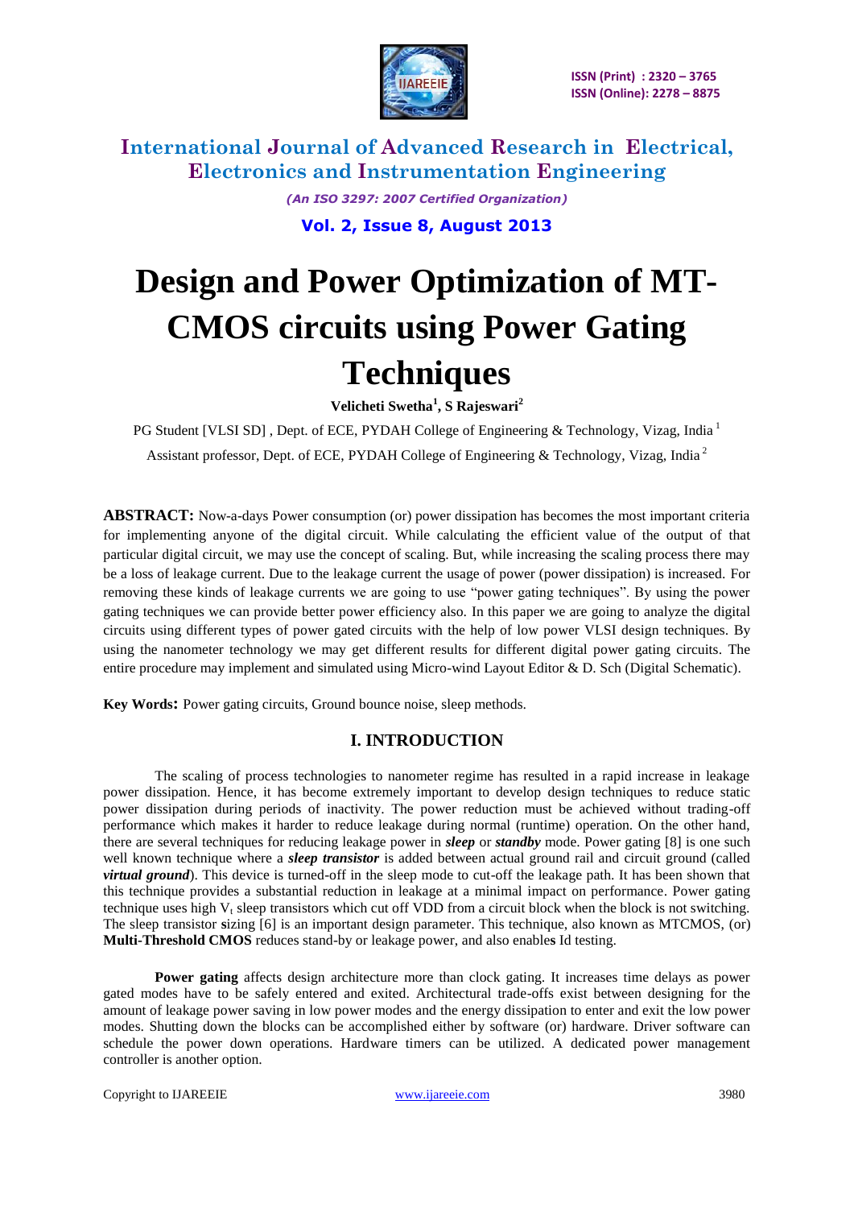# Design and Power Optimization of MT-CMOS circuits using Power Gating Techniques

**Velicheti Swetha[1], S Rajeswari[2]**

PG Student [VLSI SD] , Dept. of ECE, PYDAH College of Engineering & Technology, Vizag, India [1]

Assistant professor, Dept. of ECE, PYDAH College of Engineering & Technology, Vizag, India [2]

**ABSTRACT:** Now-a-days Power consumption (or) power dissipation has becomes the most important criteria for implementing anyone of the digital circuit. While calculating the efficient value of the output of that particular digital circuit, we may use the concept of scaling. But, while increasing the scaling process there may be a loss of leakage current. Due to the leakage current the usage of power (power dissipation) is increased. For removing these kinds of leakage currents we are going to use "power gating techniques". By using the power gating techniques we can provide better power efficiency also. In this paper we are going to analyze the digital circuits using different types of power gated circuits with the help of low power VLSI design techniques. By using the nanometer technology we may get different results for different digital power gating circuits. The entire procedure may implement and simulated using Micro-wind Layout Editor & D. Sch (Digital Schematic).

**Key Words:** Power gating circuits, Ground bounce noise, sleep methods.

## I. INTRODUCTION

The scaling of process technologies to nanometer regime has resulted in a rapid increase in leakage power dissipation. Hence, it has become extremely important to develop design techniques to reduce static power dissipation during periods of inactivity. The power reduction must be achieved without trading-off performance which makes it harder to reduce leakage during normal (runtime) operation. On the other hand, there are several techniques for reducing leakage power in ***sleep*** or ***standby*** mode. Power gating [8] is one such well known technique where a ***sleep transistor*** is added between actual ground rail and circuit ground (called ***virtual ground***). This device is turned-off in the sleep mode to cut-off the leakage path. It has been shown that this technique provides a substantial reduction in leakage at a minimal impact on performance. Power gating technique uses high $V_t$ sleep transistors which cut off VDD from a circuit block when the block is not switching. The sleep transistor **s**izing [6] is an important design parameter. This technique, also known as MTCMOS, (or) **Multi-Threshold CMOS** reduces stand-by or leakage power, and also enable**s** Id testing.

**Power gating** affects design architecture more than clock gating. It increases time delays as power gated modes have to be safely entered and exited. Architectural trade-offs exist between designing for the amount of leakage power saving in low power modes and the energy dissipation to enter and exit the low power modes. Shutting down the blocks can be accomplished either by software (or) hardware. Driver software can schedule the power down operations. Hardware timers can be utilized. A dedicated power management controller is another option.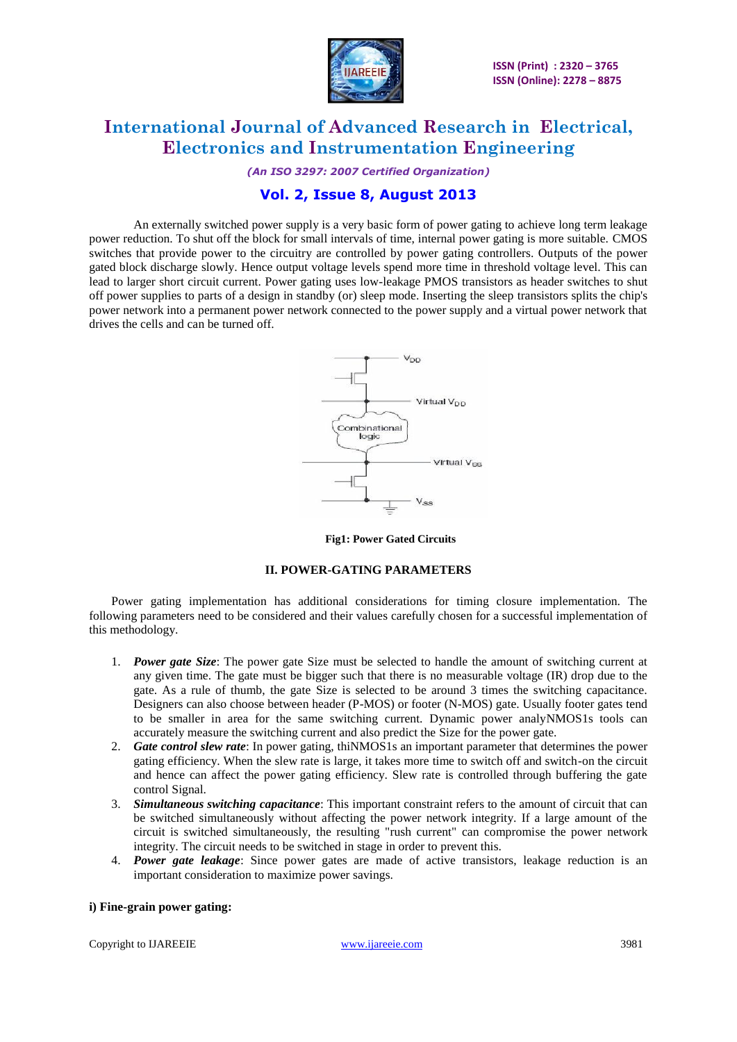An externally switched power supply is a very basic form of power gating to achieve long term leakage power reduction. To shut off the block for small intervals of time, internal power gating is more suitable. CMOS switches that provide power to the circuitry are controlled by power gating controllers. Outputs of the power gated block discharge slowly. Hence output voltage levels spend more time in threshold voltage level. This can lead to larger short circuit current. Power gating uses low-leakage PMOS transistors as header switches to shut off power supplies to parts of a design in standby (or) sleep mode. Inserting the sleep transistors splits the chip's power network into a permanent power network connected to the power supply and a virtual power network that drives the cells and can be turned off.

**Fig1: Power Gated Circuits**

## II. POWER-GATING PARAMETERS

Power gating implementation has additional considerations for timing closure implementation. The following parameters need to be considered and their values carefully chosen for a successful implementation of this methodology.

1. ***Power gate Size***: The power gate Size must be selected to handle the amount of switching current at any given time. The gate must be bigger such that there is no measurable voltage (IR) drop due to the gate. As a rule of thumb, the gate Size is selected to be around 3 times the switching capacitance. Designers can also choose between header (P-MOS) or footer (N-MOS) gate. Usually footer gates tend to be smaller in area for the same switching current. Dynamic power analyNMOS1s tools can accurately measure the switching current and also predict the Size for the power gate.
2. ***Gate control slew rate***: In power gating, thiNMOS1s an important parameter that determines the power gating efficiency. When the slew rate is large, it takes more time to switch off and switch-on the circuit and hence can affect the power gating efficiency. Slew rate is controlled through buffering the gate control Signal.
3. ***Simultaneous switching capacitance***: This important constraint refers to the amount of circuit that can be switched simultaneously without affecting the power network integrity. If a large amount of the circuit is switched simultaneously, the resulting "rush current" can compromise the power network integrity. The circuit needs to be switched in stage in order to prevent this.
4. ***Power gate leakage***: Since power gates are made of active transistors, leakage reduction is an important consideration to maximize power savings.

**i) Fine-grain power gating:**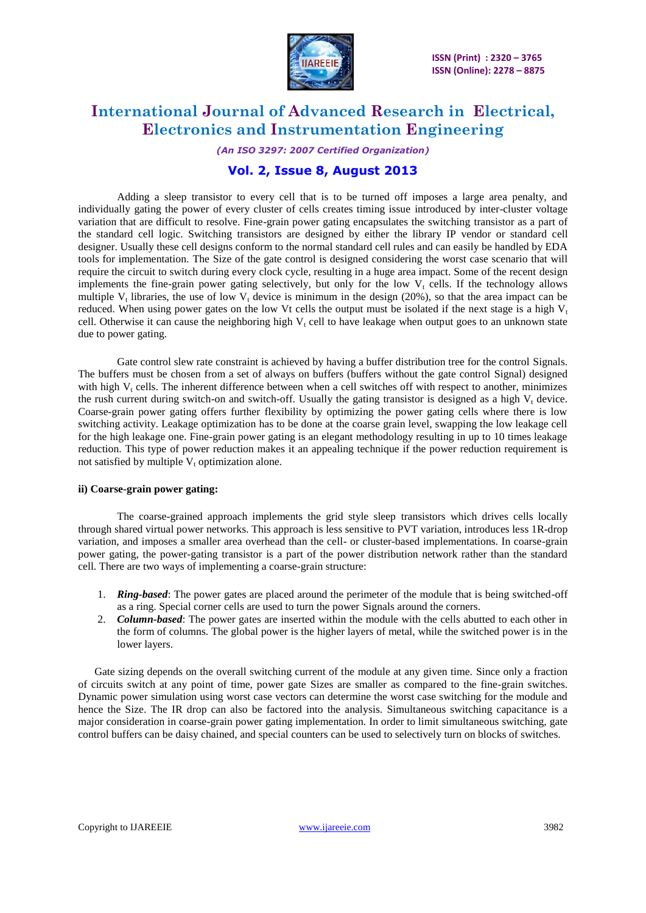Adding a sleep transistor to every cell that is to be turned off imposes a large area penalty, and individually gating the power of every cluster of cells creates timing issue introduced by inter-cluster voltage variation that are difficult to resolve. Fine-grain power gating encapsulates the switching transistor as a part of the standard cell logic. Switching transistors are designed by either the library IP vendor or standard cell designer. Usually these cell designs conform to the normal standard cell rules and can easily be handled by EDA tools for implementation. The Size of the gate control is designed considering the worst case scenario that will require the circuit to switch during every clock cycle, resulting in a huge area impact. Some of the recent design implements the fine-grain power gating selectively, but only for the low $V_t$ cells. If the technology allows multiple $V_t$ libraries, the use of low $V_t$ device is minimum in the design (20%), so that the area impact can be reduced. When using power gates on the low Vt cells the output must be isolated if the next stage is a high $V_t$ cell. Otherwise it can cause the neighboring high $V_t$ cell to have leakage when output goes to an unknown state due to power gating.

Gate control slew rate constraint is achieved by having a buffer distribution tree for the control Signals. The buffers must be chosen from a set of always on buffers (buffers without the gate control Signal) designed with high $V_t$ cells. The inherent difference between when a cell switches off with respect to another, minimizes the rush current during switch-on and switch-off. Usually the gating transistor is designed as a high $V_t$ device. Coarse-grain power gating offers further flexibility by optimizing the power gating cells where there is low switching activity. Leakage optimization has to be done at the coarse grain level, swapping the low leakage cell for the high leakage one. Fine-grain power gating is an elegant methodology resulting in up to 10 times leakage reduction. This type of power reduction makes it an appealing technique if the power reduction requirement is not satisfied by multiple $V_t$ optimization alone.

**ii) Coarse-grain power gating:**

The coarse-grained approach implements the grid style sleep transistors which drives cells locally through shared virtual power networks. This approach is less sensitive to PVT variation, introduces less 1R-drop variation, and imposes a smaller area overhead than the cell- or cluster-based implementations. In coarse-grain power gating, the power-gating transistor is a part of the power distribution network rather than the standard cell. There are two ways of implementing a coarse-grain structure:

1. ***Ring-based***: The power gates are placed around the perimeter of the module that is being switched-off as a ring. Special corner cells are used to turn the power Signals around the corners.
2. ***Column-based***: The power gates are inserted within the module with the cells abutted to each other in the form of columns. The global power is the higher layers of metal, while the switched power is in the lower layers.

Gate sizing depends on the overall switching current of the module at any given time. Since only a fraction of circuits switch at any point of time, power gate Sizes are smaller as compared to the fine-grain switches. Dynamic power simulation using worst case vectors can determine the worst case switching for the module and hence the Size. The IR drop can also be factored into the analysis. Simultaneous switching capacitance is a major consideration in coarse-grain power gating implementation. In order to limit simultaneous switching, gate control buffers can be daisy chained, and special counters can be used to selectively turn on blocks of switches.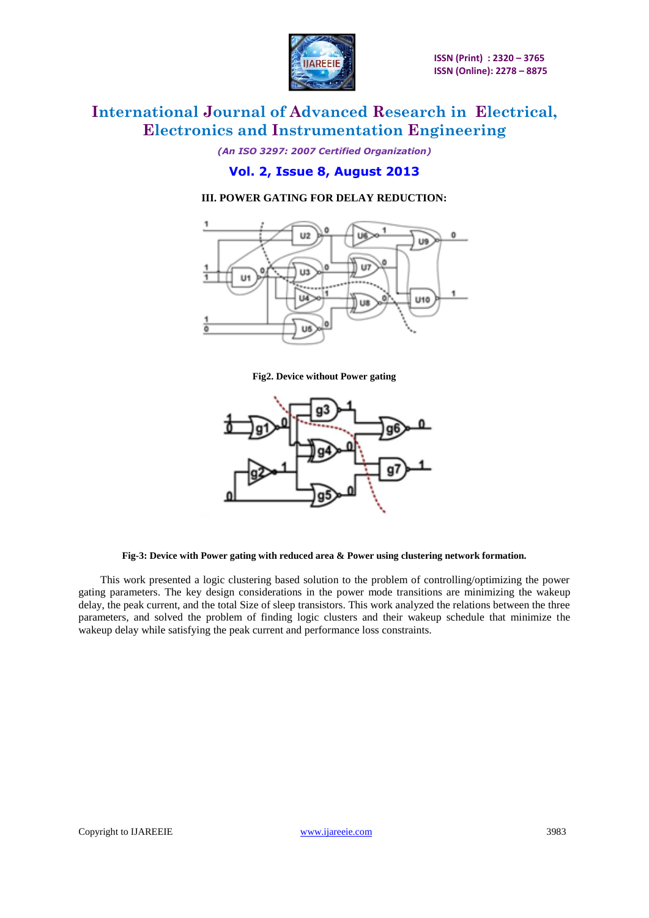### III. POWER GATING FOR DELAY REDUCTION:

**Fig2. Device without Power gating**

**Fig-3: Device with Power gating with reduced area & Power using clustering network formation.**

This work presented a logic clustering based solution to the problem of controlling/optimizing the power gating parameters. The key design considerations in the power mode transitions are minimizing the wakeup delay, the peak current, and the total Size of sleep transistors. This work analyzed the relations between the three parameters, and solved the problem of finding logic clusters and their wakeup schedule that minimize the wakeup delay while satisfying the peak current and performance loss constraints.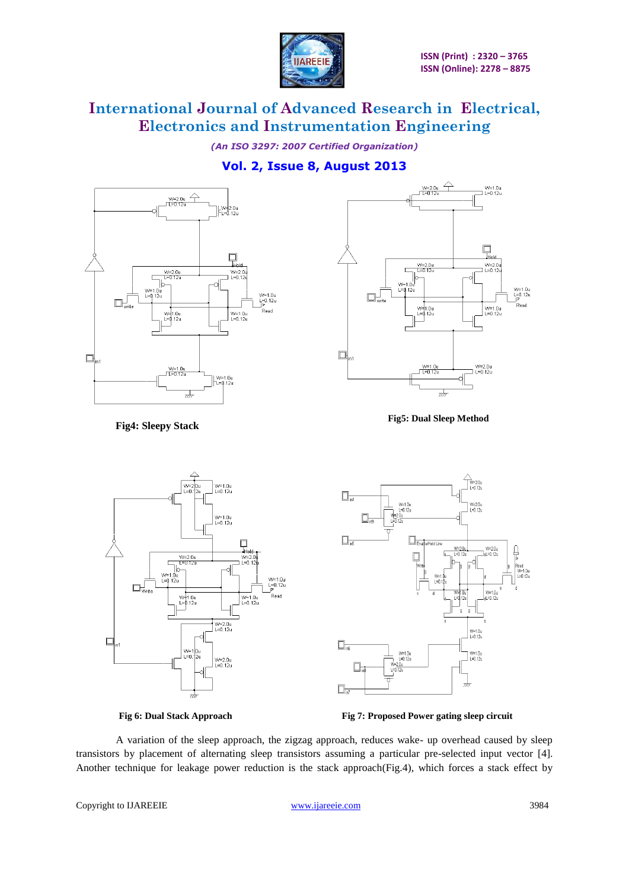Fig4: Sleepy Stack

Fig5: Dual Sleep Method

Fig 6: Dual Stack Approach

Fig 7: Proposed Power gating sleep circuit

A variation of the sleep approach, the zigzag approach, reduces wake- up overhead caused by sleep transistors by placement of alternating sleep transistors assuming a particular pre-selected input vector [4]. Another technique for leakage power reduction is the stack approach(Fig.4), which forces a stack effect by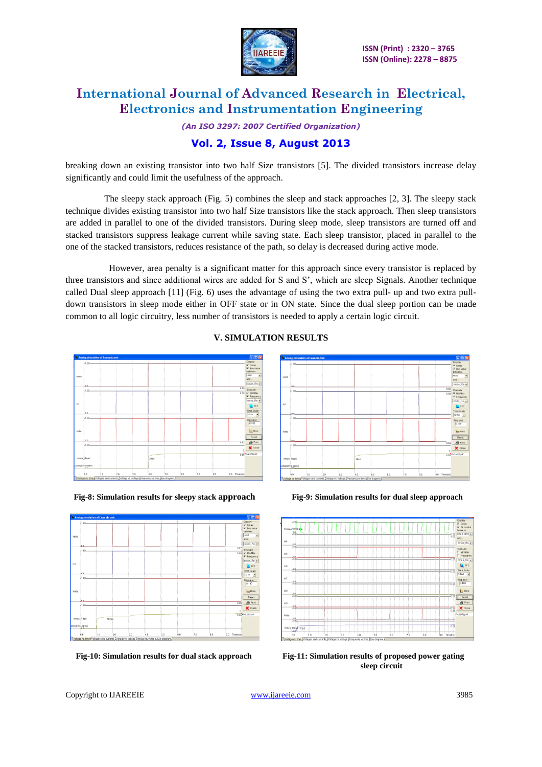breaking down an existing transistor into two half Size transistors [5]. The divided transistors increase delay significantly and could limit the usefulness of the approach.

The sleepy stack approach (Fig. 5) combines the sleep and stack approaches [2, 3]. The sleepy stack technique divides existing transistor into two half Size transistors like the stack approach. Then sleep transistors are added in parallel to one of the divided transistors. During sleep mode, sleep transistors are turned off and stacked transistors suppress leakage current while saving state. Each sleep transistor, placed in parallel to the one of the stacked transistors, reduces resistance of the path, so delay is decreased during active mode.

However, area penalty is a significant matter for this approach since every transistor is replaced by three transistors and since additional wires are added for S and S', which are sleep Signals. Another technique called Dual sleep approach [11] (Fig. 6) uses the advantage of using the two extra pull- up and two extra pull-down transistors in sleep mode either in OFF state or in ON state. Since the dual sleep portion can be made common to all logic circuitry, less number of transistors is needed to apply a certain logic circuit.

## V. SIMULATION RESULTS

**Fig-8: Simulation results for sleepy stack approach**

**Fig-9: Simulation results for dual sleep approach**

**Fig-10: Simulation results for dual stack approach**

**Fig-11: Simulation results of proposed power gating sleep circuit**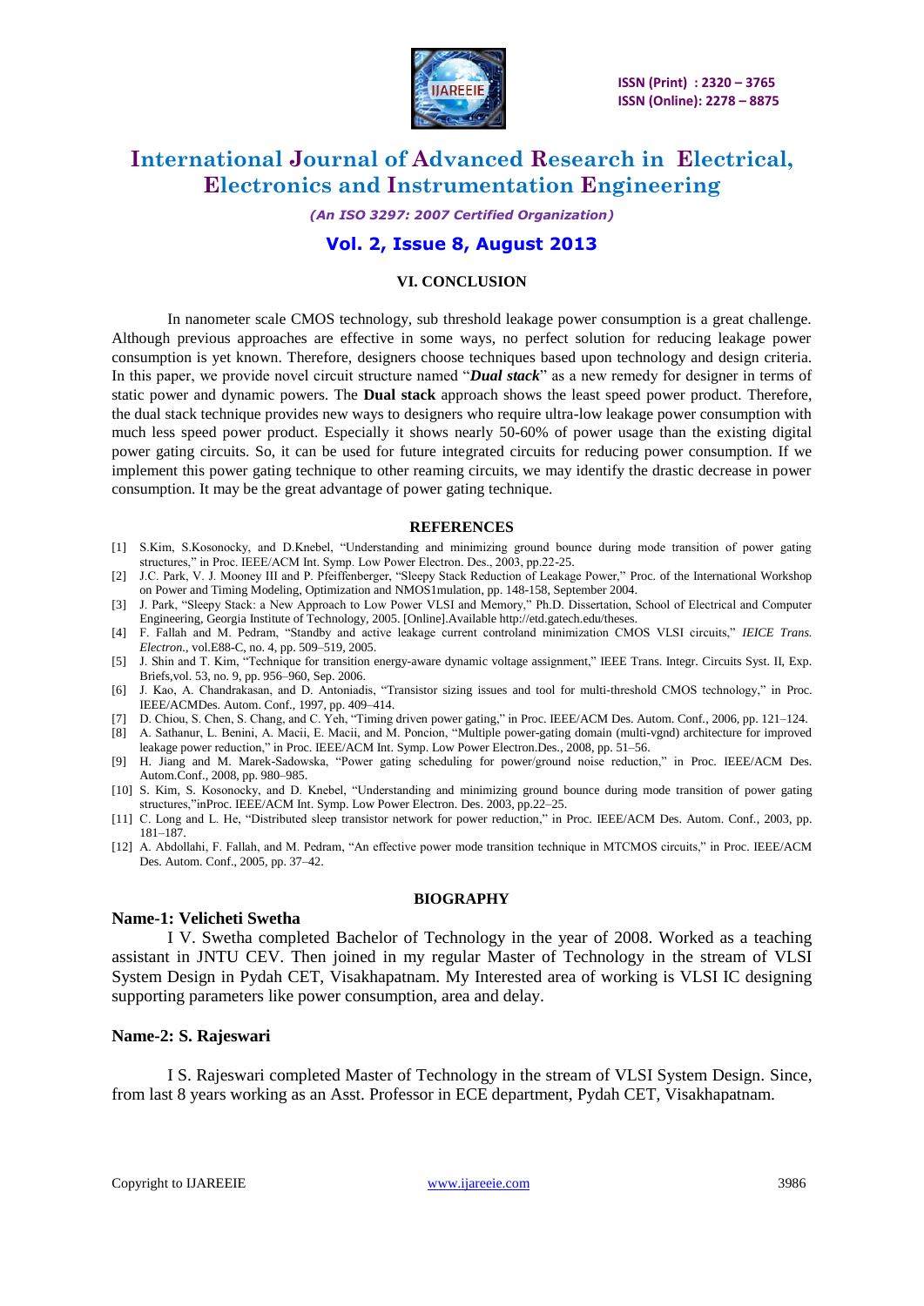## VI. CONCLUSION

In nanometer scale CMOS technology, sub threshold leakage power consumption is a great challenge. Although previous approaches are effective in some ways, no perfect solution for reducing leakage power consumption is yet known. Therefore, designers choose techniques based upon technology and design criteria. In this paper, we provide novel circuit structure named "***Dual stack***" as a new remedy for designer in terms of static power and dynamic powers. The **Dual stack** approach shows the least speed power product. Therefore, the dual stack technique provides new ways to designers who require ultra-low leakage power consumption with much less speed power product. Especially it shows nearly 50-60% of power usage than the existing digital power gating circuits. So, it can be used for future integrated circuits for reducing power consumption. If we implement this power gating technique to other reaming circuits, we may identify the drastic decrease in power consumption. It may be the great advantage of power gating technique.

## REFERENCES

[1] S.Kim, S.Kosonocky, and D.Knebel, "Understanding and minimizing ground bounce during mode transition of power gating structures," in Proc. IEEE/ACM Int. Symp. Low Power Electron. Des., 2003, pp.22-25.

[2] J.C. Park, V. J. Mooney III and P. Pfeiffenberger, "Sleepy Stack Reduction of Leakage Power," Proc. of the International Workshop on Power and Timing Modeling, Optimization and NMOS1mulation, pp. 148-158, September 2004.

[3] J. Park, "Sleepy Stack: a New Approach to Low Power VLSI and Memory," Ph.D. Dissertation, School of Electrical and Computer Engineering, Georgia Institute of Technology, 2005. [Online].Available http://etd.gatech.edu/theses.

[4] F. Fallah and M. Pedram, "Standby and active leakage current controland minimization CMOS VLSI circuits," *IEICE Trans. Electron.*, vol.E88-C, no. 4, pp. 509–519, 2005.

[5] J. Shin and T. Kim, "Technique for transition energy-aware dynamic voltage assignment," IEEE Trans. Integr. Circuits Syst. II, Exp. Briefs,vol. 53, no. 9, pp. 956–960, Sep. 2006.

[6] J. Kao, A. Chandrakasan, and D. Antoniadis, "Transistor sizing issues and tool for multi-threshold CMOS technology," in Proc. IEEE/ACMDes. Autom. Conf., 1997, pp. 409–414.

[7] D. Chiou, S. Chen, S. Chang, and C. Yeh, "Timing driven power gating," in Proc. IEEE/ACM Des. Autom. Conf., 2006, pp. 121–124.

[8] A. Sathanur, L. Benini, A. Macii, E. Macii, and M. Poncion, "Multiple power-gating domain (multi-vgnd) architecture for improved leakage power reduction," in Proc. IEEE/ACM Int. Symp. Low Power Electron.Des., 2008, pp. 51–56.

[9] H. Jiang and M. Marek-Sadowska, "Power gating scheduling for power/ground noise reduction," in Proc. IEEE/ACM Des. Autom.Conf., 2008, pp. 980–985.

[10] S. Kim, S. Kosonocky, and D. Knebel, "Understanding and minimizing ground bounce during mode transition of power gating structures,"inProc. IEEE/ACM Int. Symp. Low Power Electron. Des. 2003, pp.22–25.

[11] C. Long and L. He, "Distributed sleep transistor network for power reduction," in Proc. IEEE/ACM Des. Autom. Conf., 2003, pp. 181–187.

[12] A. Abdollahi, F. Fallah, and M. Pedram, "An effective power mode transition technique in MTCMOS circuits," in Proc. IEEE/ACM Des. Autom. Conf., 2005, pp. 37–42.

## BIOGRAPHY

**Name-1: Velicheti Swetha**

I V. Swetha completed Bachelor of Technology in the year of 2008. Worked as a teaching assistant in JNTU CEV. Then joined in my regular Master of Technology in the stream of VLSI System Design in Pydah CET, Visakhapatnam. My Interested area of working is VLSI IC designing supporting parameters like power consumption, area and delay.

**Name-2: S. Rajeswari**

I S. Rajeswari completed Master of Technology in the stream of VLSI System Design. Since, from last 8 years working as an Asst. Professor in ECE department, Pydah CET, Visakhapatnam.